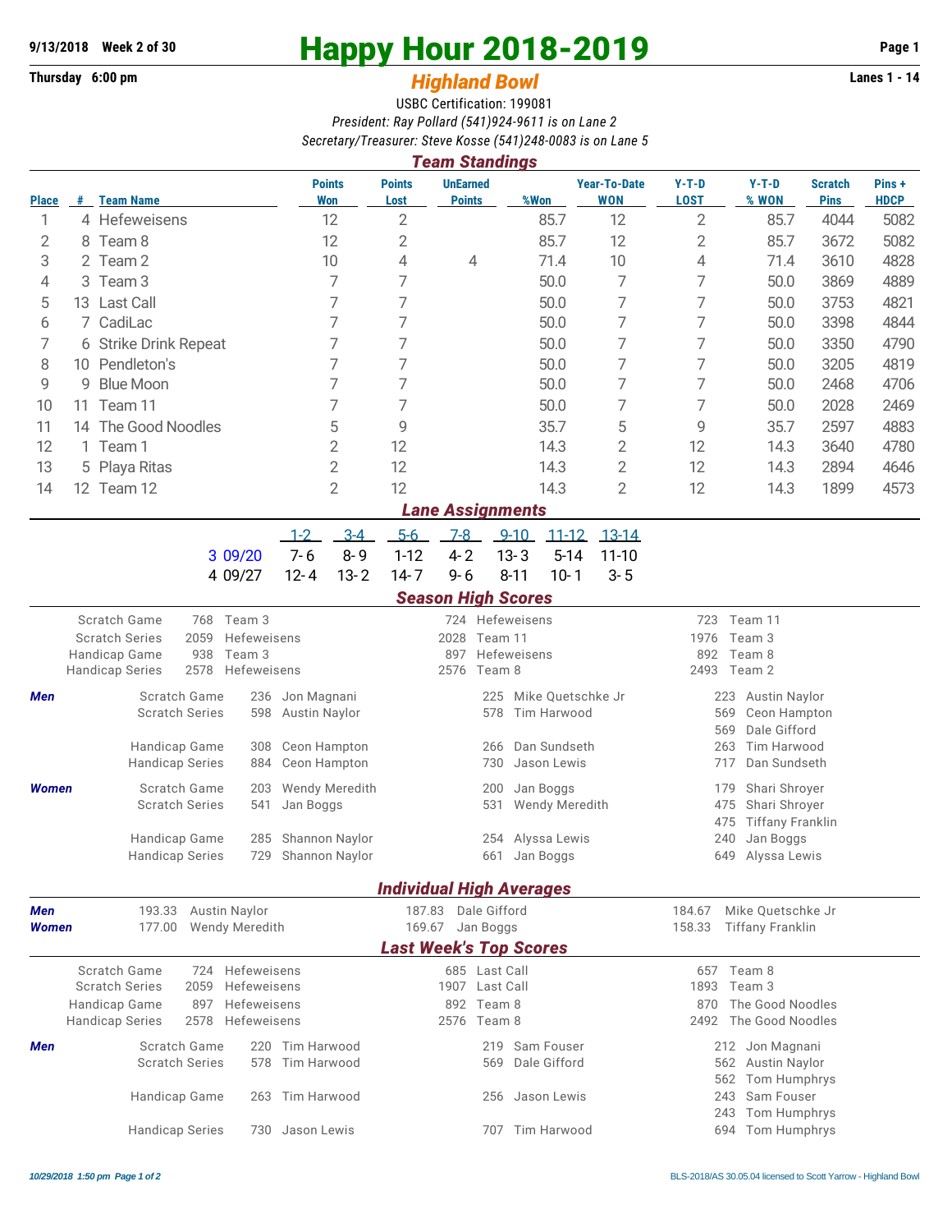**9/13/2018 Week 2 of 30**

**Thursday 6:00 pm**

# Happy Hour 2018-2019

## *Highland Bowl*

**Lanes 1 - 14**

USBC Certification: 199081

*President: Ray Pollard (541)924-9611 is on Lane 2*

*Secretary/Treasurer: Steve Kosse (541)248-0083 is on Lane 5*

### *Team Standings*

| Place | # | Team Name | Points Won | Points Lost | UnEarned Points | %Won | Year-To-Date WON | Y-T-D LOST | Y-T-D % WON | Scratch Pins | Pins + HDCP |
|---|---|---|---|---|---|---|---|---|---|---|---|
| 1 | 4 | Hefeweisens | 12 | 2 | | 85.7 | 12 | 2 | 85.7 | 4044 | 5082 |
| 2 | 8 | Team 8 | 12 | 2 | | 85.7 | 12 | 2 | 85.7 | 3672 | 5082 |
| 3 | 2 | Team 2 | 10 | 4 | 4 | 71.4 | 10 | 4 | 71.4 | 3610 | 4828 |
| 4 | 3 | Team 3 | 7 | 7 | | 50.0 | 7 | 7 | 50.0 | 3869 | 4889 |
| 5 | 13 | Last Call | 7 | 7 | | 50.0 | 7 | 7 | 50.0 | 3753 | 4821 |
| 6 | 7 | CadiLac | 7 | 7 | | 50.0 | 7 | 7 | 50.0 | 3398 | 4844 |
| 7 | 6 | Strike Drink Repeat | 7 | 7 | | 50.0 | 7 | 7 | 50.0 | 3350 | 4790 |
| 8 | 10 | Pendleton's | 7 | 7 | | 50.0 | 7 | 7 | 50.0 | 3205 | 4819 |
| 9 | 9 | Blue Moon | 7 | 7 | | 50.0 | 7 | 7 | 50.0 | 2468 | 4706 |
| 10 | 11 | Team 11 | 7 | 7 | | 50.0 | 7 | 7 | 50.0 | 2028 | 2469 |
| 11 | 14 | The Good Noodles | 5 | 9 | | 35.7 | 5 | 9 | 35.7 | 2597 | 4883 |
| 12 | 1 | Team 1 | 2 | 12 | | 14.3 | 2 | 12 | 14.3 | 3640 | 4780 |
| 13 | 5 | Playa Ritas | 2 | 12 | | 14.3 | 2 | 12 | 14.3 | 2894 | 4646 |
| 14 | 12 | Team 12 | 2 | 12 | | 14.3 | 2 | 12 | 14.3 | 1899 | 4573 |

### *Lane Assignments*

| | 1-2 | 3-4 | 5-6 | 7-8 | 9-10 | 11-12 | 13-14 |
|---|---|---|---|---|---|---|---|
| 3 09/20 | 7- 6 | 8- 9 | 1-12 | 4- 2 | 13- 3 | 5-14 | 11-10 |
| 4 09/27 | 12- 4 | 13- 2 | 14- 7 | 9- 6 | 8-11 | 10- 1 | 3- 5 |

### *Season High Scores*

| | | | | | | |
|---|---|---|---|---|---|---|
| Scratch Game | 768 | Team 3 | 724 | Hefeweisens | 723 | Team 11 |
| Scratch Series | 2059 | Hefeweisens | 2028 | Team 11 | 1976 | Team 3 |
| Handicap Game | 938 | Team 3 | 897 | Hefeweisens | 892 | Team 8 |
| Handicap Series | 2578 | Hefeweisens | 2576 | Team 8 | 2493 | Team 2 |

| | | | | | | | |
|---|---|---|---|---|---|---|---|
| ***Men*** | Scratch Game | 236 | Jon Magnani | 225 | Mike Quetschke Jr | 223 | Austin Naylor |
| | Scratch Series | 598 | Austin Naylor | 578 | Tim Harwood | 569 | Ceon Hampton |
| | | | | | | 569 | Dale Gifford |
| | Handicap Game | 308 | Ceon Hampton | 266 | Dan Sundseth | 263 | Tim Harwood |
| | Handicap Series | 884 | Ceon Hampton | 730 | Jason Lewis | 717 | Dan Sundseth |
| ***Women*** | Scratch Game | 203 | Wendy Meredith | 200 | Jan Boggs | 179 | Shari Shroyer |
| | Scratch Series | 541 | Jan Boggs | 531 | Wendy Meredith | 475 | Shari Shroyer |
| | | | | | | 475 | Tiffany Franklin |
| | Handicap Game | 285 | Shannon Naylor | 254 | Alyssa Lewis | 240 | Jan Boggs |
| | Handicap Series | 729 | Shannon Naylor | 661 | Jan Boggs | 649 | Alyssa Lewis |

### *Individual High Averages*

| | | | | | | |
|---|---|---|---|---|---|---|
| ***Men*** | 193.33 | Austin Naylor | 187.83 | Dale Gifford | 184.67 | Mike Quetschke Jr |
| ***Women*** | 177.00 | Wendy Meredith | 169.67 | Jan Boggs | 158.33 | Tiffany Franklin |

### *Last Week's Top Scores*

| | | | | | | |
|---|---|---|---|---|---|---|
| Scratch Game | 724 | Hefeweisens | 685 | Last Call | 657 | Team 8 |
| Scratch Series | 2059 | Hefeweisens | 1907 | Last Call | 1893 | Team 3 |
| Handicap Game | 897 | Hefeweisens | 892 | Team 8 | 870 | The Good Noodles |
| Handicap Series | 2578 | Hefeweisens | 2576 | Team 8 | 2492 | The Good Noodles |

| | | | | | | | |
|---|---|---|---|---|---|---|---|
| ***Men*** | Scratch Game | 220 | Tim Harwood | 219 | Sam Fouser | 212 | Jon Magnani |
| | Scratch Series | 578 | Tim Harwood | 569 | Dale Gifford | 562 | Austin Naylor |
| | | | | | | 562 | Tom Humphrys |
| | Handicap Game | 263 | Tim Harwood | 256 | Jason Lewis | 243 | Sam Fouser |
| | | | | | | 243 | Tom Humphrys |
| | Handicap Series | 730 | Jason Lewis | 707 | Tim Harwood | 694 | Tom Humphrys |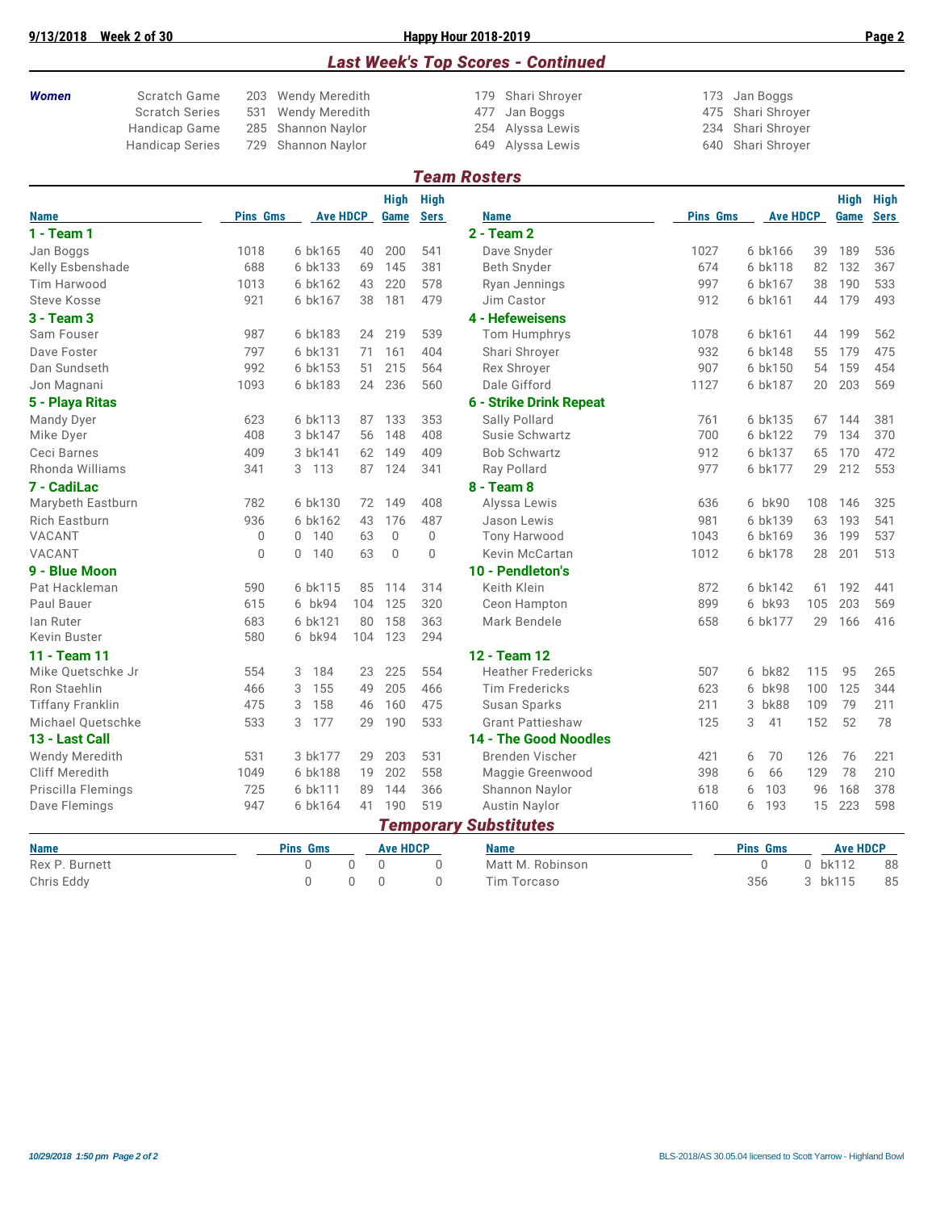## Last Week's Top Scores - Continued

| | | | | | | | |
|---|---|---|---|---|---|---|---|
| **Women** | Scratch Game | 203 | Wendy Meredith | 179 | Shari Shroyer | 173 | Jan Boggs |
| | Scratch Series | 531 | Wendy Meredith | 477 | Jan Boggs | 475 | Shari Shroyer |
| | Handicap Game | 285 | Shannon Naylor | 254 | Alyssa Lewis | 234 | Shari Shroyer |
| | Handicap Series | 729 | Shannon Naylor | 649 | Alyssa Lewis | 640 | Shari Shroyer |

## Team Rosters

| Name | Pins | Gms | Ave | HDCP | High Game | High Sers | Name | Pins | Gms | Ave | HDCP | High Game | High Sers |
|---|---|---|---|---|---|---|---|---|---|---|---|---|---|
| **1 - Team 1** | | | | | | | **2 - Team 2** | | | | | | |
| Jan Boggs | 1018 | 6 | bk165 | 40 | 200 | 541 | Dave Snyder | 1027 | 6 | bk166 | 39 | 189 | 536 |
| Kelly Esbenshade | 688 | 6 | bk133 | 69 | 145 | 381 | Beth Snyder | 674 | 6 | bk118 | 82 | 132 | 367 |
| Tim Harwood | 1013 | 6 | bk162 | 43 | 220 | 578 | Ryan Jennings | 997 | 6 | bk167 | 38 | 190 | 533 |
| Steve Kosse | 921 | 6 | bk167 | 38 | 181 | 479 | Jim Castor | 912 | 6 | bk161 | 44 | 179 | 493 |
| **3 - Team 3** | | | | | | | **4 - Hefeweisens** | | | | | | |
| Sam Fouser | 987 | 6 | bk183 | 24 | 219 | 539 | Tom Humphrys | 1078 | 6 | bk161 | 44 | 199 | 562 |
| Dave Foster | 797 | 6 | bk131 | 71 | 161 | 404 | Shari Shroyer | 932 | 6 | bk148 | 55 | 179 | 475 |
| Dan Sundseth | 992 | 6 | bk153 | 51 | 215 | 564 | Rex Shroyer | 907 | 6 | bk150 | 54 | 159 | 454 |
| Jon Magnani | 1093 | 6 | bk183 | 24 | 236 | 560 | Dale Gifford | 1127 | 6 | bk187 | 20 | 203 | 569 |
| **5 - Playa Ritas** | | | | | | | **6 - Strike Drink Repeat** | | | | | | |
| Mandy Dyer | 623 | 6 | bk113 | 87 | 133 | 353 | Sally Pollard | 761 | 6 | bk135 | 67 | 144 | 381 |
| Mike Dyer | 408 | 3 | bk147 | 56 | 148 | 408 | Susie Schwartz | 700 | 6 | bk122 | 79 | 134 | 370 |
| Ceci Barnes | 409 | 3 | bk141 | 62 | 149 | 409 | Bob Schwartz | 912 | 6 | bk137 | 65 | 170 | 472 |
| Rhonda Williams | 341 | 3 | 113 | 87 | 124 | 341 | Ray Pollard | 977 | 6 | bk177 | 29 | 212 | 553 |
| **7 - CadiLac** | | | | | | | **8 - Team 8** | | | | | | |
| Marybeth Eastburn | 782 | 6 | bk130 | 72 | 149 | 408 | Alyssa Lewis | 636 | 6 | bk90 | 108 | 146 | 325 |
| Rich Eastburn | 936 | 6 | bk162 | 43 | 176 | 487 | Jason Lewis | 981 | 6 | bk139 | 63 | 193 | 541 |
| VACANT | 0 | 0 | 140 | 63 | 0 | 0 | Tony Harwood | 1043 | 6 | bk169 | 36 | 199 | 537 |
| VACANT | 0 | 0 | 140 | 63 | 0 | 0 | Kevin McCartan | 1012 | 6 | bk178 | 28 | 201 | 513 |
| **9 - Blue Moon** | | | | | | | **10 - Pendleton's** | | | | | | |
| Pat Hackleman | 590 | 6 | bk115 | 85 | 114 | 314 | Keith Klein | 872 | 6 | bk142 | 61 | 192 | 441 |
| Paul Bauer | 615 | 6 | bk94 | 104 | 125 | 320 | Ceon Hampton | 899 | 6 | bk93 | 105 | 203 | 569 |
| Ian Ruter | 683 | 6 | bk121 | 80 | 158 | 363 | Mark Bendele | 658 | 6 | bk177 | 29 | 166 | 416 |
| Kevin Buster | 580 | 6 | bk94 | 104 | 123 | 294 | | | | | | | |
| **11 - Team 11** | | | | | | | **12 - Team 12** | | | | | | |
| Mike Quetschke Jr | 554 | 3 | 184 | 23 | 225 | 554 | Heather Fredericks | 507 | 6 | bk82 | 115 | 95 | 265 |
| Ron Staehlin | 466 | 3 | 155 | 49 | 205 | 466 | Tim Fredericks | 623 | 6 | bk98 | 100 | 125 | 344 |
| Tiffany Franklin | 475 | 3 | 158 | 46 | 160 | 475 | Susan Sparks | 211 | 3 | bk88 | 109 | 79 | 211 |
| Michael Quetschke | 533 | 3 | 177 | 29 | 190 | 533 | Grant Pattieshaw | 125 | 3 | 41 | 152 | 52 | 78 |
| **13 - Last Call** | | | | | | | **14 - The Good Noodles** | | | | | | |
| Wendy Meredith | 531 | 3 | bk177 | 29 | 203 | 531 | Brenden Vischer | 421 | 6 | 70 | 126 | 76 | 221 |
| Cliff Meredith | 1049 | 6 | bk188 | 19 | 202 | 558 | Maggie Greenwood | 398 | 6 | 66 | 129 | 78 | 210 |
| Priscilla Flemings | 725 | 6 | bk111 | 89 | 144 | 366 | Shannon Naylor | 618 | 6 | 103 | 96 | 168 | 378 |
| Dave Flemings | 947 | 6 | bk164 | 41 | 190 | 519 | Austin Naylor | 1160 | 6 | 193 | 15 | 223 | 598 |

## Temporary Substitutes

| Name | Pins | Gms | Ave | HDCP | Name | Pins | Gms | Ave | HDCP |
|---|---|---|---|---|---|---|---|---|---|
| Rex P. Burnett | 0 | 0 | 0 | 0 | Matt M. Robinson | 0 | 0 | bk112 | 88 |
| Chris Eddy | 0 | 0 | 0 | 0 | Tim Torcaso | 356 | 3 | bk115 | 85 |